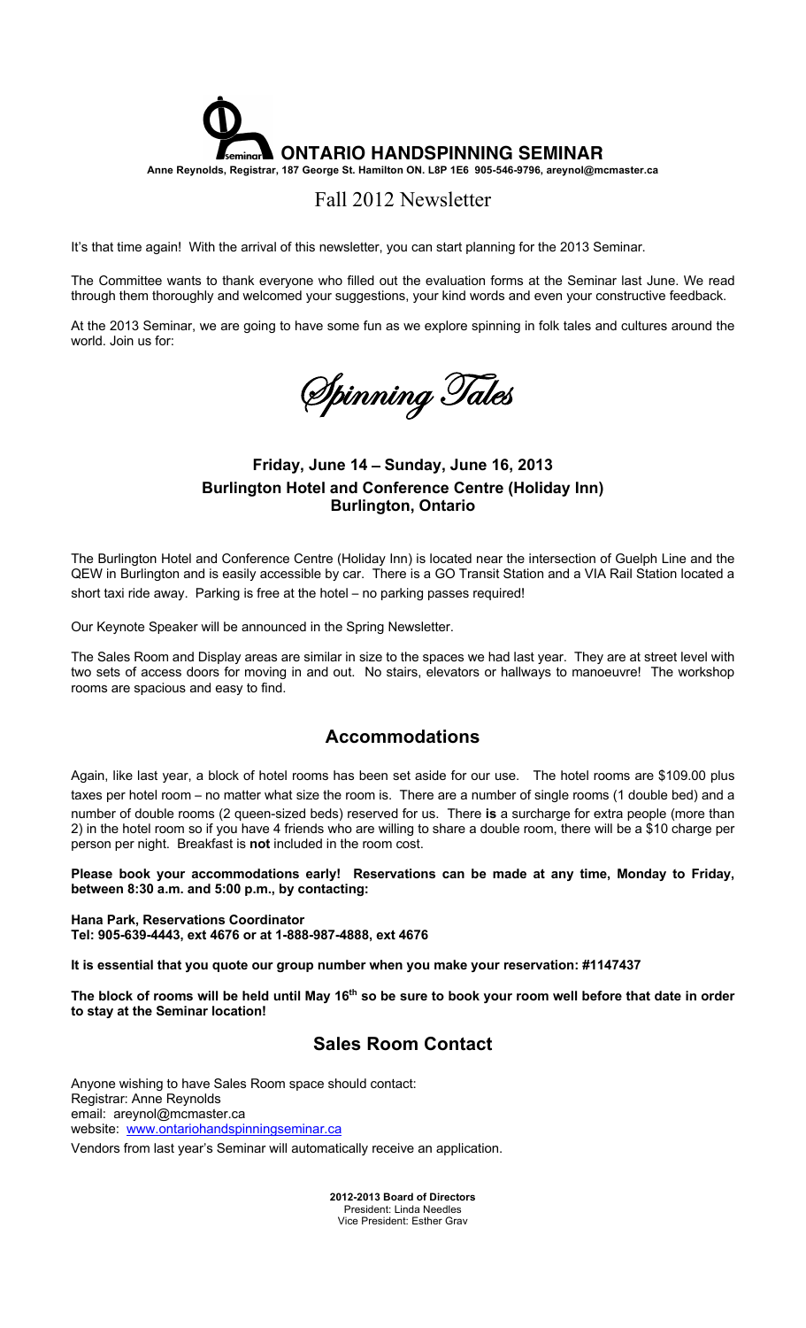# ONTARIO HANDSPINNING SEMINAR

**Anne Reynolds, Registrar, 187 George St. Hamilton ON. L8P 1E6 905-546-9796, areynol@mcmaster.ca**

## Fall 2012 Newsletter

It's that time again! With the arrival of this newsletter, you can start planning for the 2013 Seminar.

The Committee wants to thank everyone who filled out the evaluation forms at the Seminar last June. We read through them thoroughly and welcomed your suggestions, your kind words and even your constructive feedback.

At the 2013 Seminar, we are going to have some fun as we explore spinning in folk tales and cultures around the world. Join us for:

*Spinning Tales*

### Friday, June 14 – Sunday, June 16, 2013
### Burlington Hotel and Conference Centre (Holiday Inn)
### Burlington, Ontario

The Burlington Hotel and Conference Centre (Holiday Inn) is located near the intersection of Guelph Line and the QEW in Burlington and is easily accessible by car. There is a GO Transit Station and a VIA Rail Station located a short taxi ride away. Parking is free at the hotel – no parking passes required!

Our Keynote Speaker will be announced in the Spring Newsletter.

The Sales Room and Display areas are similar in size to the spaces we had last year. They are at street level with two sets of access doors for moving in and out. No stairs, elevators or hallways to manoeuvre! The workshop rooms are spacious and easy to find.

## Accommodations

Again, like last year, a block of hotel rooms has been set aside for our use. The hotel rooms are $109.00 plus taxes per hotel room – no matter what size the room is. There are a number of single rooms (1 double bed) and a number of double rooms (2 queen-sized beds) reserved for us. There **is** a surcharge for extra people (more than 2) in the hotel room so if you have 4 friends who are willing to share a double room, there will be a $10 charge per person per night. Breakfast is **not** included in the room cost.

**Please book your accommodations early! Reservations can be made at any time, Monday to Friday, between 8:30 a.m. and 5:00 p.m., by contacting:**

**Hana Park, Reservations Coordinator**
**Tel: 905-639-4443, ext 4676 or at 1-888-987-4888, ext 4676**

**It is essential that you quote our group number when you make your reservation: #1147437**

**The block of rooms will be held until May 16th so be sure to book your room well before that date in order to stay at the Seminar location!**

## Sales Room Contact

Anyone wishing to have Sales Room space should contact:
Registrar: Anne Reynolds
email: areynol@mcmaster.ca
website: www.ontariohandspinningseminar.ca

Vendors from last year's Seminar will automatically receive an application.

**2012-2013 Board of Directors**
President: Linda Needles
Vice President: Esther Grav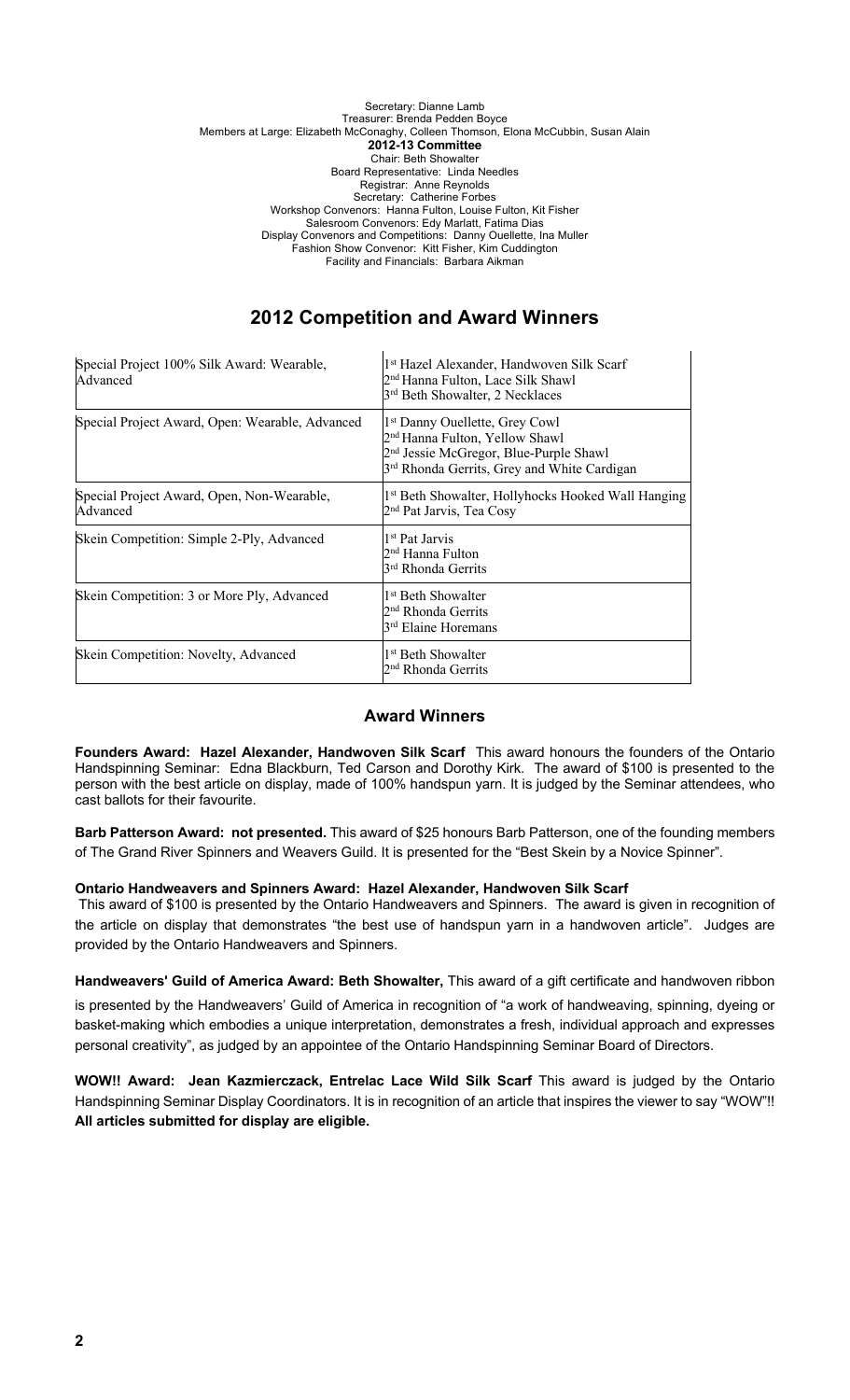Secretary: Dianne Lamb
Treasurer: Brenda Pedden Boyce
Members at Large: Elizabeth McConaghy, Colleen Thomson, Elona McCubbin, Susan Alain

**2012-13 Committee**

Chair: Beth Showalter
Board Representative: Linda Needles
Registrar: Anne Reynolds
Secretary: Catherine Forbes
Workshop Convenors: Hanna Fulton, Louise Fulton, Kit Fisher
Salesroom Convenors: Edy Marlatt, Fatima Dias
Display Convenors and Competitions: Danny Ouellette, Ina Muller
Fashion Show Convenor: Kitt Fisher, Kim Cuddington
Facility and Financials: Barbara Aikman

## 2012 Competition and Award Winners

| Category | Winners |
|---|---|
| Special Project 100% Silk Award: Wearable, Advanced | 1st Hazel Alexander, Handwoven Silk Scarf<br>2nd Hanna Fulton, Lace Silk Shawl<br>3rd Beth Showalter, 2 Necklaces |
| Special Project Award, Open: Wearable, Advanced | 1st Danny Ouellette, Grey Cowl<br>2nd Hanna Fulton, Yellow Shawl<br>2nd Jessie McGregor, Blue-Purple Shawl<br>3rd Rhonda Gerrits, Grey and White Cardigan |
| Special Project Award, Open, Non-Wearable, Advanced | 1st Beth Showalter, Hollyhocks Hooked Wall Hanging<br>2nd Pat Jarvis, Tea Cosy |
| Skein Competition: Simple 2-Ply, Advanced | 1st Pat Jarvis<br>2nd Hanna Fulton<br>3rd Rhonda Gerrits |
| Skein Competition: 3 or More Ply, Advanced | 1st Beth Showalter<br>2nd Rhonda Gerrits<br>3rd Elaine Horemans |
| Skein Competition: Novelty, Advanced | 1st Beth Showalter<br>2nd Rhonda Gerrits |

### Award Winners

**Founders Award: Hazel Alexander, Handwoven Silk Scarf** This award honours the founders of the Ontario Handspinning Seminar: Edna Blackburn, Ted Carson and Dorothy Kirk. The award of $100 is presented to the person with the best article on display, made of 100% handspun yarn. It is judged by the Seminar attendees, who cast ballots for their favourite.

**Barb Patterson Award: not presented.** This award of $25 honours Barb Patterson, one of the founding members of The Grand River Spinners and Weavers Guild. It is presented for the "Best Skein by a Novice Spinner".

**Ontario Handweavers and Spinners Award: Hazel Alexander, Handwoven Silk Scarf**
This award of $100 is presented by the Ontario Handweavers and Spinners. The award is given in recognition of the article on display that demonstrates "the best use of handspun yarn in a handwoven article". Judges are provided by the Ontario Handweavers and Spinners.

**Handweavers' Guild of America Award: Beth Showalter,** This award of a gift certificate and handwoven ribbon is presented by the Handweavers' Guild of America in recognition of "a work of handweaving, spinning, dyeing or basket-making which embodies a unique interpretation, demonstrates a fresh, individual approach and expresses personal creativity", as judged by an appointee of the Ontario Handspinning Seminar Board of Directors.

**WOW!! Award: Jean Kazmierczack, Entrelac Lace Wild Silk Scarf** This award is judged by the Ontario Handspinning Seminar Display Coordinators. It is in recognition of an article that inspires the viewer to say "WOW"!! **All articles submitted for display are eligible.**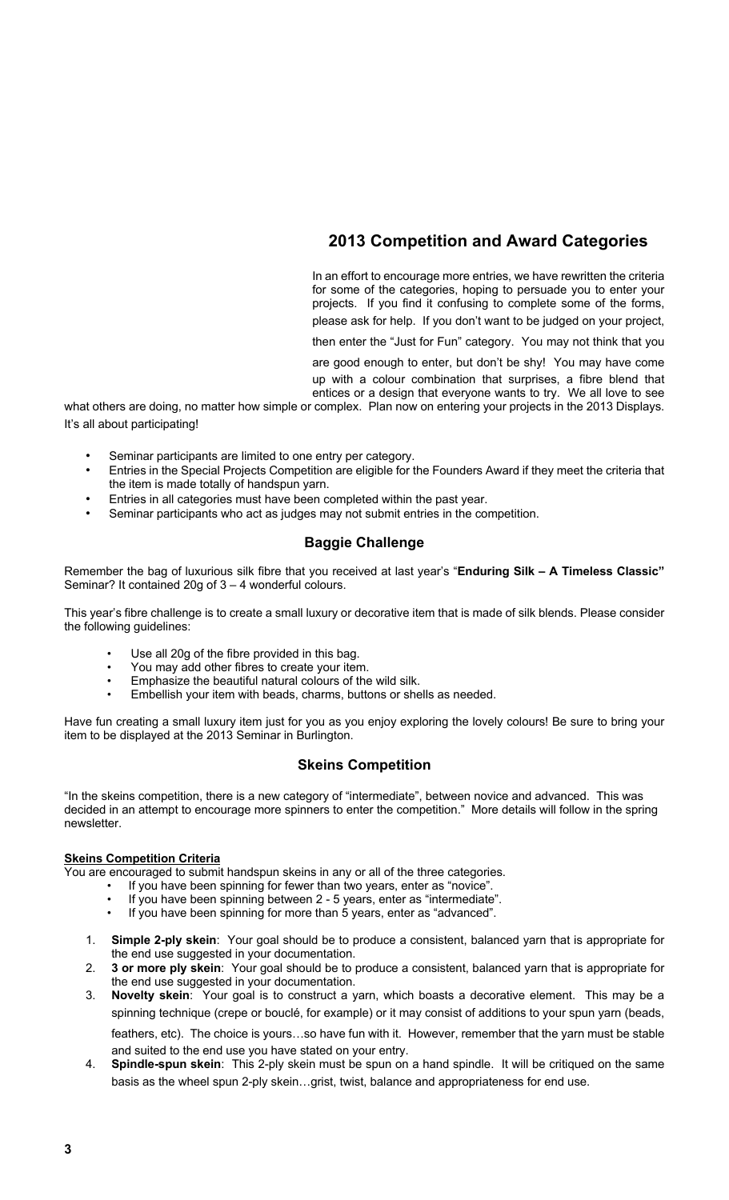## 2013 Competition and Award Categories

In an effort to encourage more entries, we have rewritten the criteria for some of the categories, hoping to persuade you to enter your projects. If you find it confusing to complete some of the forms, please ask for help. If you don't want to be judged on your project, then enter the "Just for Fun" category. You may not think that you are good enough to enter, but don't be shy! You may have come up with a colour combination that surprises, a fibre blend that entices or a design that everyone wants to try. We all love to see what others are doing, no matter how simple or complex. Plan now on entering your projects in the 2013 Displays. It's all about participating!

- Seminar participants are limited to one entry per category.
- Entries in the Special Projects Competition are eligible for the Founders Award if they meet the criteria that the item is made totally of handspun yarn.
- Entries in all categories must have been completed within the past year.
- Seminar participants who act as judges may not submit entries in the competition.

### Baggie Challenge

Remember the bag of luxurious silk fibre that you received at last year's "**Enduring Silk – A Timeless Classic"** Seminar? It contained 20g of 3 – 4 wonderful colours.

This year's fibre challenge is to create a small luxury or decorative item that is made of silk blends. Please consider the following guidelines:

- Use all 20g of the fibre provided in this bag.
- You may add other fibres to create your item.
- Emphasize the beautiful natural colours of the wild silk.
- Embellish your item with beads, charms, buttons or shells as needed.

Have fun creating a small luxury item just for you as you enjoy exploring the lovely colours! Be sure to bring your item to be displayed at the 2013 Seminar in Burlington.

### Skeins Competition

"In the skeins competition, there is a new category of "intermediate", between novice and advanced. This was decided in an attempt to encourage more spinners to enter the competition." More details will follow in the spring newsletter.

**Skeins Competition Criteria**

You are encouraged to submit handspun skeins in any or all of the three categories.

- If you have been spinning for fewer than two years, enter as "novice".
- If you have been spinning between 2 - 5 years, enter as "intermediate".
- If you have been spinning for more than 5 years, enter as "advanced".

1. **Simple 2-ply skein**: Your goal should be to produce a consistent, balanced yarn that is appropriate for the end use suggested in your documentation.
2. **3 or more ply skein**: Your goal should be to produce a consistent, balanced yarn that is appropriate for the end use suggested in your documentation.
3. **Novelty skein**: Your goal is to construct a yarn, which boasts a decorative element. This may be a spinning technique (crepe or bouclé, for example) or it may consist of additions to your spun yarn (beads, feathers, etc). The choice is yours…so have fun with it. However, remember that the yarn must be stable and suited to the end use you have stated on your entry.
4. **Spindle-spun skein**: This 2-ply skein must be spun on a hand spindle. It will be critiqued on the same basis as the wheel spun 2-ply skein…grist, twist, balance and appropriateness for end use.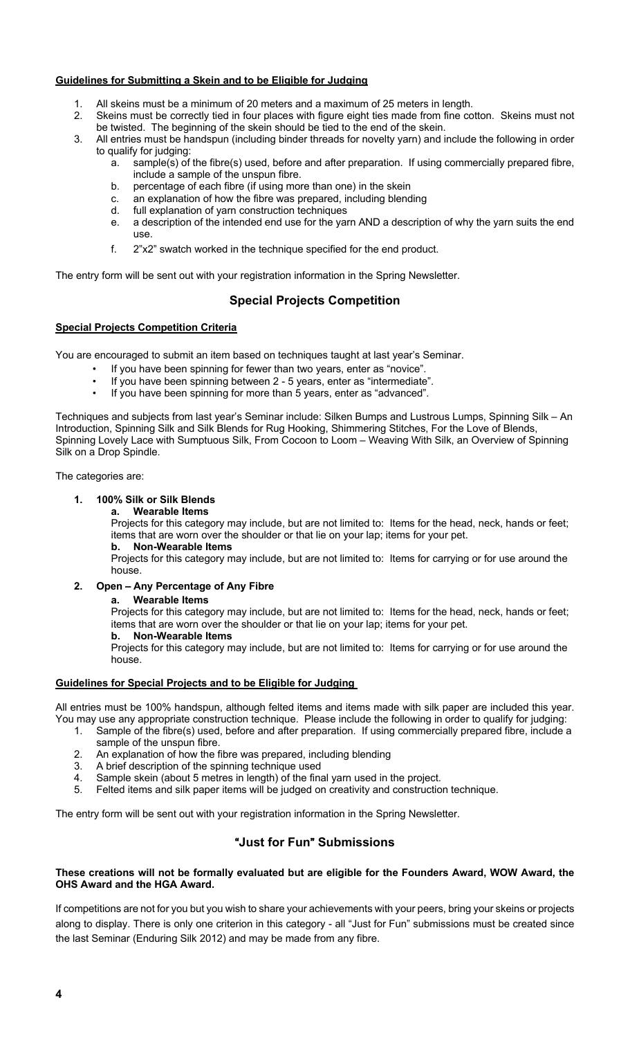**Guidelines for Submitting a Skein and to be Eligible for Judging**

1. All skeins must be a minimum of 20 meters and a maximum of 25 meters in length.
2. Skeins must be correctly tied in four places with figure eight ties made from fine cotton. Skeins must not be twisted. The beginning of the skein should be tied to the end of the skein.
3. All entries must be handspun (including binder threads for novelty yarn) and include the following in order to qualify for judging:
   a. sample(s) of the fibre(s) used, before and after preparation. If using commercially prepared fibre, include a sample of the unspun fibre.
   b. percentage of each fibre (if using more than one) in the skein
   c. an explanation of how the fibre was prepared, including blending
   d. full explanation of yarn construction techniques
   e. a description of the intended end use for the yarn AND a description of why the yarn suits the end use.
   f. 2"x2" swatch worked in the technique specified for the end product.

The entry form will be sent out with your registration information in the Spring Newsletter.

## Special Projects Competition

**Special Projects Competition Criteria**

You are encouraged to submit an item based on techniques taught at last year's Seminar.

- If you have been spinning for fewer than two years, enter as "novice".
- If you have been spinning between 2 - 5 years, enter as "intermediate".
- If you have been spinning for more than 5 years, enter as "advanced".

Techniques and subjects from last year's Seminar include: Silken Bumps and Lustrous Lumps, Spinning Silk – An Introduction, Spinning Silk and Silk Blends for Rug Hooking, Shimmering Stitches, For the Love of Blends, Spinning Lovely Lace with Sumptuous Silk, From Cocoon to Loom – Weaving With Silk, an Overview of Spinning Silk on a Drop Spindle.

The categories are:

1. **100% Silk or Silk Blends**
   a. **Wearable Items**
   Projects for this category may include, but are not limited to: Items for the head, neck, hands or feet; items that are worn over the shoulder or that lie on your lap; items for your pet.
   b. **Non-Wearable Items**
   Projects for this category may include, but are not limited to: Items for carrying or for use around the house.
2. **Open – Any Percentage of Any Fibre**
   a. **Wearable Items**
   Projects for this category may include, but are not limited to: Items for the head, neck, hands or feet; items that are worn over the shoulder or that lie on your lap; items for your pet.
   b. **Non-Wearable Items**
   Projects for this category may include, but are not limited to: Items for carrying or for use around the house.

**Guidelines for Special Projects and to be Eligible for Judging**

All entries must be 100% handspun, although felted items and items made with silk paper are included this year. You may use any appropriate construction technique. Please include the following in order to qualify for judging:

1. Sample of the fibre(s) used, before and after preparation. If using commercially prepared fibre, include a sample of the unspun fibre.
2. An explanation of how the fibre was prepared, including blending
3. A brief description of the spinning technique used
4. Sample skein (about 5 metres in length) of the final yarn used in the project.
5. Felted items and silk paper items will be judged on creativity and construction technique.

The entry form will be sent out with your registration information in the Spring Newsletter.

## "Just for Fun" Submissions

**These creations will not be formally evaluated but are eligible for the Founders Award, WOW Award, the OHS Award and the HGA Award.**

If competitions are not for you but you wish to share your achievements with your peers, bring your skeins or projects along to display. There is only one criterion in this category - all "Just for Fun" submissions must be created since the last Seminar (Enduring Silk 2012) and may be made from any fibre.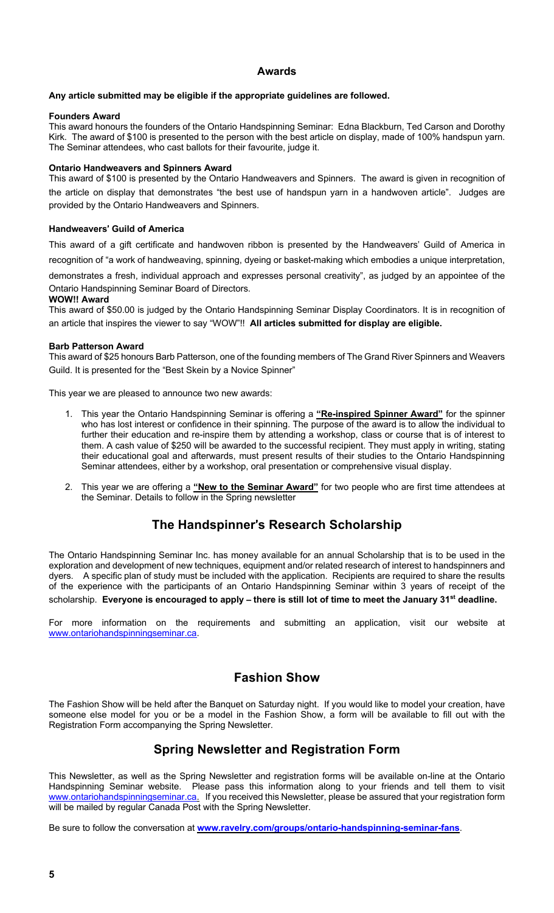## Awards

**Any article submitted may be eligible if the appropriate guidelines are followed.**

**Founders Award**

This award honours the founders of the Ontario Handspinning Seminar: Edna Blackburn, Ted Carson and Dorothy Kirk. The award of $100 is presented to the person with the best article on display, made of 100% handspun yarn. The Seminar attendees, who cast ballots for their favourite, judge it.

**Ontario Handweavers and Spinners Award**

This award of $100 is presented by the Ontario Handweavers and Spinners. The award is given in recognition of the article on display that demonstrates "the best use of handspun yarn in a handwoven article". Judges are provided by the Ontario Handweavers and Spinners.

**Handweavers' Guild of America**

This award of a gift certificate and handwoven ribbon is presented by the Handweavers' Guild of America in recognition of "a work of handweaving, spinning, dyeing or basket-making which embodies a unique interpretation, demonstrates a fresh, individual approach and expresses personal creativity", as judged by an appointee of the Ontario Handspinning Seminar Board of Directors.

**WOW!! Award**

This award of $50.00 is judged by the Ontario Handspinning Seminar Display Coordinators. It is in recognition of an article that inspires the viewer to say "WOW"!! **All articles submitted for display are eligible.**

**Barb Patterson Award**

This award of $25 honours Barb Patterson, one of the founding members of The Grand River Spinners and Weavers Guild. It is presented for the "Best Skein by a Novice Spinner"

This year we are pleased to announce two new awards:

1. This year the Ontario Handspinning Seminar is offering a **"Re-inspired Spinner Award"** for the spinner who has lost interest or confidence in their spinning. The purpose of the award is to allow the individual to further their education and re-inspire them by attending a workshop, class or course that is of interest to them. A cash value of $250 will be awarded to the successful recipient. They must apply in writing, stating their educational goal and afterwards, must present results of their studies to the Ontario Handspinning Seminar attendees, either by a workshop, oral presentation or comprehensive visual display.
2. This year we are offering a **"New to the Seminar Award"** for two people who are first time attendees at the Seminar. Details to follow in the Spring newsletter

## The Handspinner's Research Scholarship

The Ontario Handspinning Seminar Inc. has money available for an annual Scholarship that is to be used in the exploration and development of new techniques, equipment and/or related research of interest to handspinners and dyers. A specific plan of study must be included with the application. Recipients are required to share the results of the experience with the participants of an Ontario Handspinning Seminar within 3 years of receipt of the scholarship. **Everyone is encouraged to apply – there is still lot of time to meet the January 31st deadline.**

For more information on the requirements and submitting an application, visit our website at www.ontariohandspinningseminar.ca.

## Fashion Show

The Fashion Show will be held after the Banquet on Saturday night. If you would like to model your creation, have someone else model for you or be a model in the Fashion Show, a form will be available to fill out with the Registration Form accompanying the Spring Newsletter.

## Spring Newsletter and Registration Form

This Newsletter, as well as the Spring Newsletter and registration forms will be available on-line at the Ontario Handspinning Seminar website. Please pass this information along to your friends and tell them to visit www.ontariohandspinningseminar.ca. If you received this Newsletter, please be assured that your registration form will be mailed by regular Canada Post with the Spring Newsletter.

Be sure to follow the conversation at **www.ravelry.com/groups/ontario-handspinning-seminar-fans**.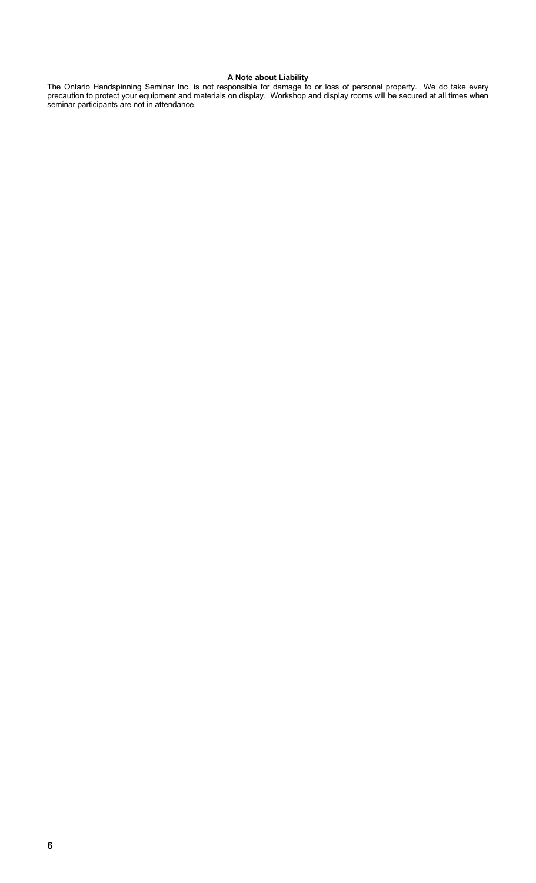**A Note about Liability**

The Ontario Handspinning Seminar Inc. is not responsible for damage to or loss of personal property. We do take every precaution to protect your equipment and materials on display. Workshop and display rooms will be secured at all times when seminar participants are not in attendance.